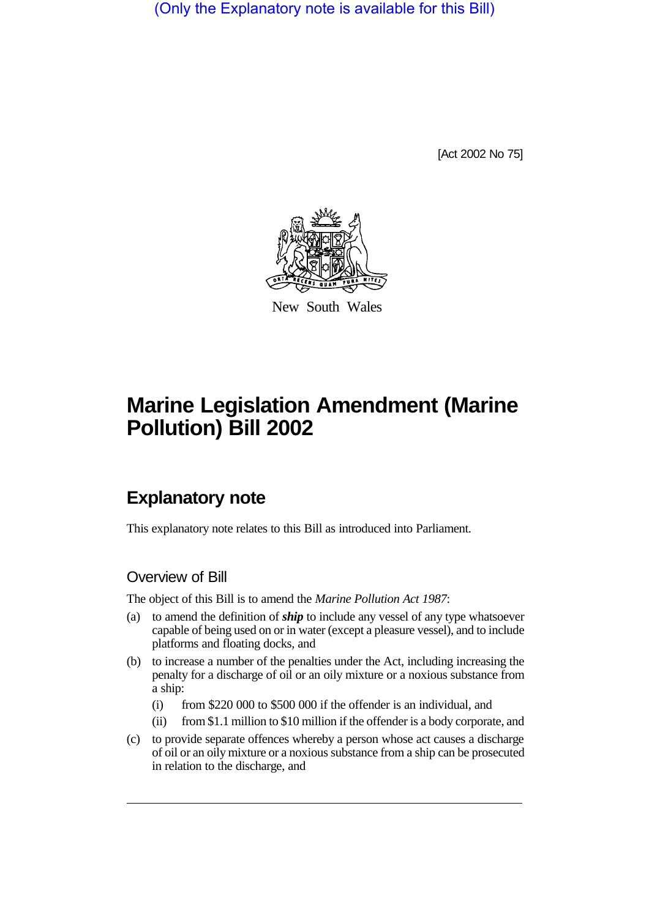(Only the Explanatory note is available for this Bill)

[Act 2002 No 75]

New South Wales

# Marine Legislation Amendment (Marine Pollution) Bill 2002

## Explanatory note

This explanatory note relates to this Bill as introduced into Parliament.

### Overview of Bill

The object of this Bill is to amend the *Marine Pollution Act 1987*:

(a) to amend the definition of ***ship*** to include any vessel of any type whatsoever capable of being used on or in water (except a pleasure vessel), and to include platforms and floating docks, and

(b) to increase a number of the penalties under the Act, including increasing the penalty for a discharge of oil or an oily mixture or a noxious substance from a ship:

- (i) from $220 000 to $500 000 if the offender is an individual, and
- (ii) from $1.1 million to $10 million if the offender is a body corporate, and

(c) to provide separate offences whereby a person whose act causes a discharge of oil or an oily mixture or a noxious substance from a ship can be prosecuted in relation to the discharge, and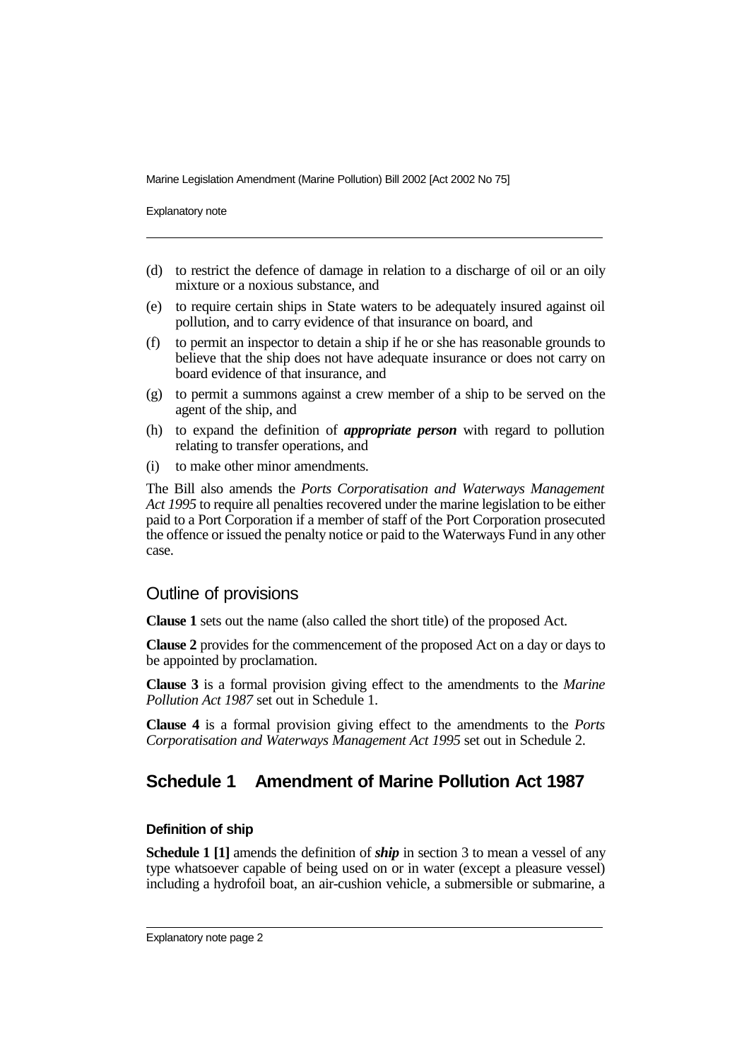(d) to restrict the defence of damage in relation to a discharge of oil or an oily mixture or a noxious substance, and

(e) to require certain ships in State waters to be adequately insured against oil pollution, and to carry evidence of that insurance on board, and

(f) to permit an inspector to detain a ship if he or she has reasonable grounds to believe that the ship does not have adequate insurance or does not carry on board evidence of that insurance, and

(g) to permit a summons against a crew member of a ship to be served on the agent of the ship, and

(h) to expand the definition of ***appropriate person*** with regard to pollution relating to transfer operations, and

(i) to make other minor amendments.

The Bill also amends the *Ports Corporatisation and Waterways Management Act 1995* to require all penalties recovered under the marine legislation to be either paid to a Port Corporation if a member of staff of the Port Corporation prosecuted the offence or issued the penalty notice or paid to the Waterways Fund in any other case.

## Outline of provisions

**Clause 1** sets out the name (also called the short title) of the proposed Act.

**Clause 2** provides for the commencement of the proposed Act on a day or days to be appointed by proclamation.

**Clause 3** is a formal provision giving effect to the amendments to the *Marine Pollution Act 1987* set out in Schedule 1.

**Clause 4** is a formal provision giving effect to the amendments to the *Ports Corporatisation and Waterways Management Act 1995* set out in Schedule 2.

## Schedule 1 Amendment of Marine Pollution Act 1987

### Definition of ship

**Schedule 1 [1]** amends the definition of ***ship*** in section 3 to mean a vessel of any type whatsoever capable of being used on or in water (except a pleasure vessel) including a hydrofoil boat, an air-cushion vehicle, a submersible or submarine, a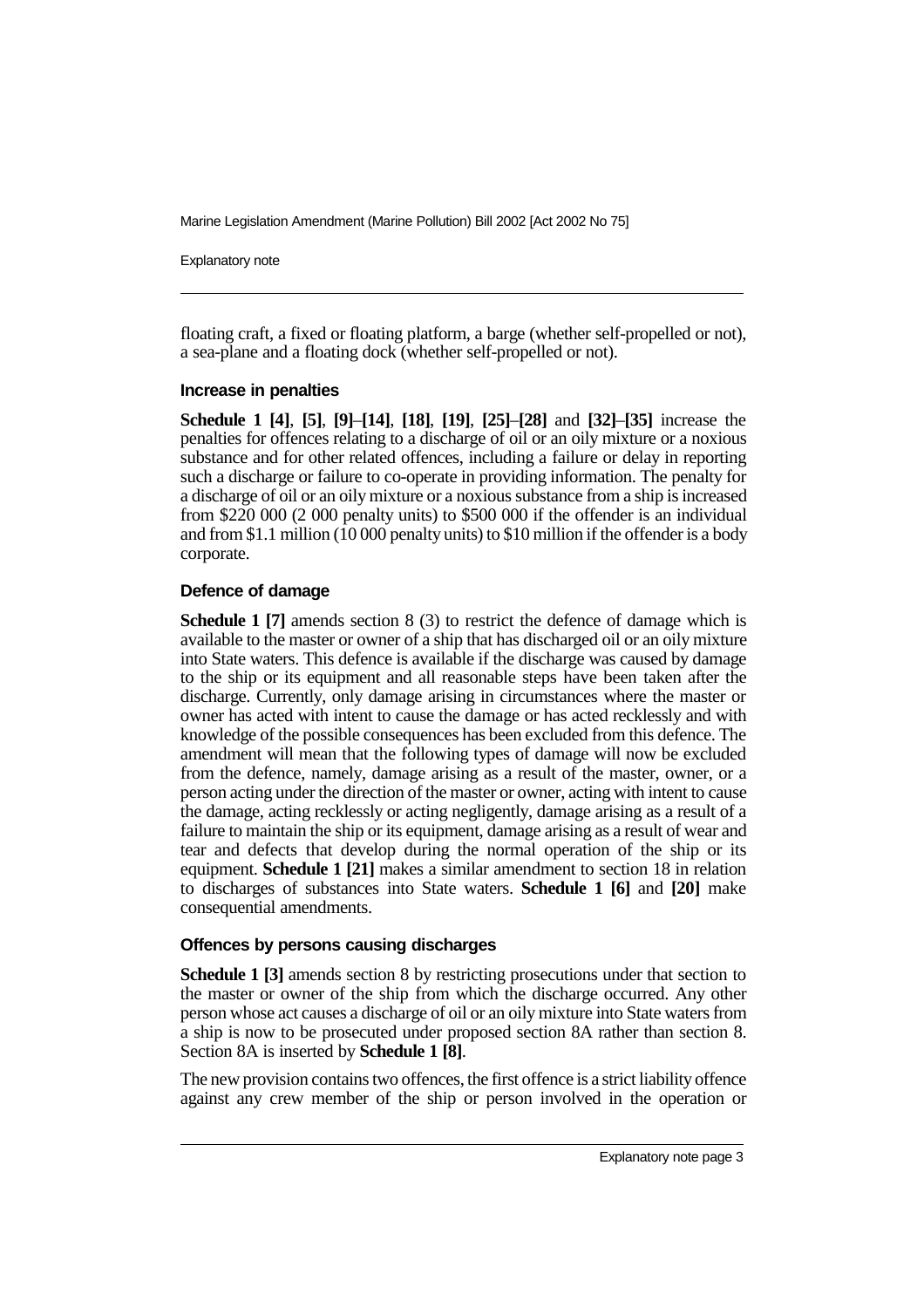floating craft, a fixed or floating platform, a barge (whether self-propelled or not), a sea-plane and a floating dock (whether self-propelled or not).

### Increase in penalties

**Schedule 1 [4]**, **[5]**, **[9]**–**[14]**, **[18]**, **[19]**, **[25]**–**[28]** and **[32]**–**[35]** increase the penalties for offences relating to a discharge of oil or an oily mixture or a noxious substance and for other related offences, including a failure or delay in reporting such a discharge or failure to co-operate in providing information. The penalty for a discharge of oil or an oily mixture or a noxious substance from a ship is increased from $220 000 (2 000 penalty units) to $500 000 if the offender is an individual and from $1.1 million (10 000 penalty units) to $10 million if the offender is a body corporate.

### Defence of damage

**Schedule 1 [7]** amends section 8 (3) to restrict the defence of damage which is available to the master or owner of a ship that has discharged oil or an oily mixture into State waters. This defence is available if the discharge was caused by damage to the ship or its equipment and all reasonable steps have been taken after the discharge. Currently, only damage arising in circumstances where the master or owner has acted with intent to cause the damage or has acted recklessly and with knowledge of the possible consequences has been excluded from this defence. The amendment will mean that the following types of damage will now be excluded from the defence, namely, damage arising as a result of the master, owner, or a person acting under the direction of the master or owner, acting with intent to cause the damage, acting recklessly or acting negligently, damage arising as a result of a failure to maintain the ship or its equipment, damage arising as a result of wear and tear and defects that develop during the normal operation of the ship or its equipment. **Schedule 1 [21]** makes a similar amendment to section 18 in relation to discharges of substances into State waters. **Schedule 1 [6]** and **[20]** make consequential amendments.

### Offences by persons causing discharges

**Schedule 1 [3]** amends section 8 by restricting prosecutions under that section to the master or owner of the ship from which the discharge occurred. Any other person whose act causes a discharge of oil or an oily mixture into State waters from a ship is now to be prosecuted under proposed section 8A rather than section 8. Section 8A is inserted by **Schedule 1 [8]**.

The new provision contains two offences, the first offence is a strict liability offence against any crew member of the ship or person involved in the operation or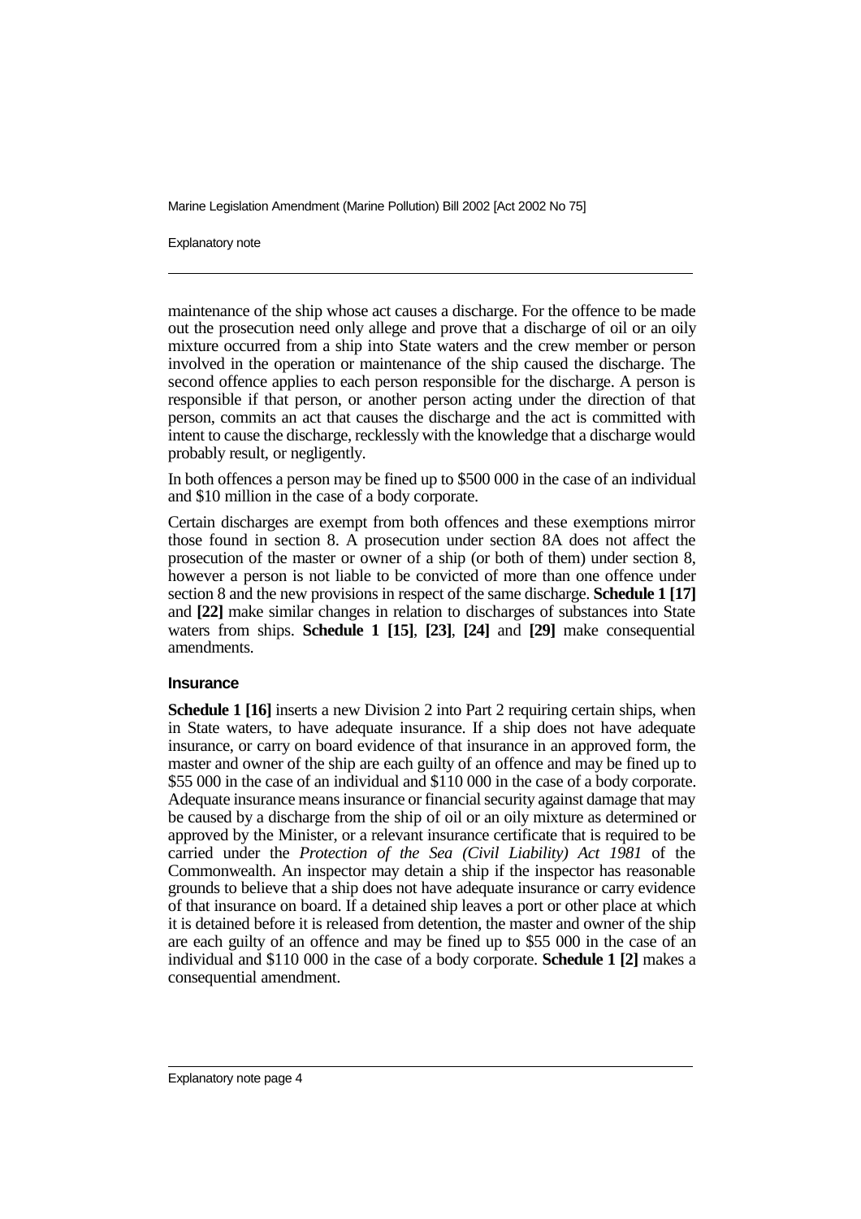maintenance of the ship whose act causes a discharge. For the offence to be made out the prosecution need only allege and prove that a discharge of oil or an oily mixture occurred from a ship into State waters and the crew member or person involved in the operation or maintenance of the ship caused the discharge. The second offence applies to each person responsible for the discharge. A person is responsible if that person, or another person acting under the direction of that person, commits an act that causes the discharge and the act is committed with intent to cause the discharge, recklessly with the knowledge that a discharge would probably result, or negligently.

In both offences a person may be fined up to $500 000 in the case of an individual and $10 million in the case of a body corporate.

Certain discharges are exempt from both offences and these exemptions mirror those found in section 8. A prosecution under section 8A does not affect the prosecution of the master or owner of a ship (or both of them) under section 8, however a person is not liable to be convicted of more than one offence under section 8 and the new provisions in respect of the same discharge. **Schedule 1 [17]** and **[22]** make similar changes in relation to discharges of substances into State waters from ships. **Schedule 1 [15]**, **[23]**, **[24]** and **[29]** make consequential amendments.

#### Insurance

**Schedule 1 [16]** inserts a new Division 2 into Part 2 requiring certain ships, when in State waters, to have adequate insurance. If a ship does not have adequate insurance, or carry on board evidence of that insurance in an approved form, the master and owner of the ship are each guilty of an offence and may be fined up to $55 000 in the case of an individual and $110 000 in the case of a body corporate. Adequate insurance means insurance or financial security against damage that may be caused by a discharge from the ship of oil or an oily mixture as determined or approved by the Minister, or a relevant insurance certificate that is required to be carried under the *Protection of the Sea (Civil Liability) Act 1981* of the Commonwealth. An inspector may detain a ship if the inspector has reasonable grounds to believe that a ship does not have adequate insurance or carry evidence of that insurance on board. If a detained ship leaves a port or other place at which it is detained before it is released from detention, the master and owner of the ship are each guilty of an offence and may be fined up to $55 000 in the case of an individual and $110 000 in the case of a body corporate. **Schedule 1 [2]** makes a consequential amendment.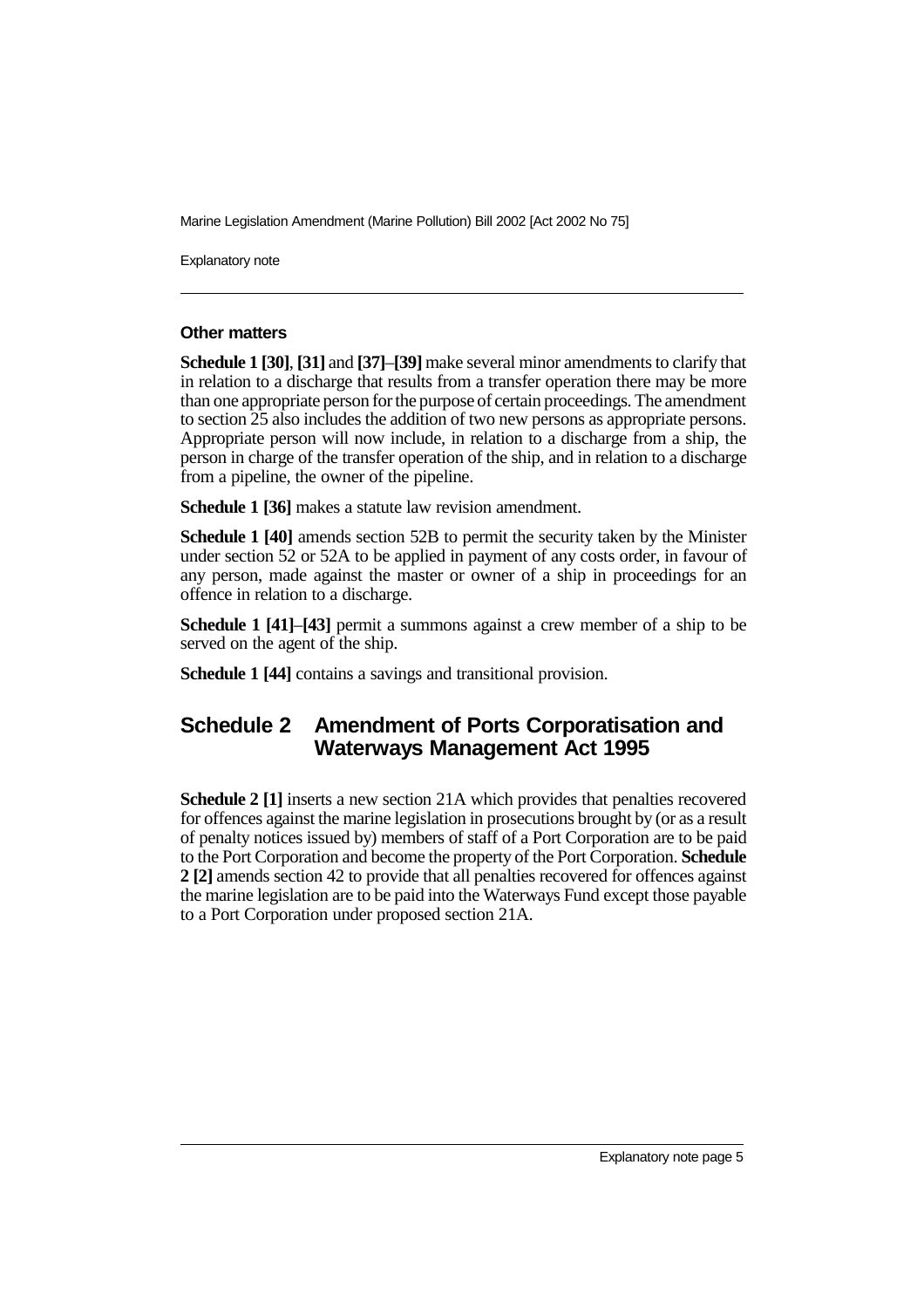### Other matters

**Schedule 1 [30]**, **[31]** and **[37]**–**[39]** make several minor amendments to clarify that in relation to a discharge that results from a transfer operation there may be more than one appropriate person for the purpose of certain proceedings. The amendment to section 25 also includes the addition of two new persons as appropriate persons. Appropriate person will now include, in relation to a discharge from a ship, the person in charge of the transfer operation of the ship, and in relation to a discharge from a pipeline, the owner of the pipeline.

**Schedule 1 [36]** makes a statute law revision amendment.

**Schedule 1 [40]** amends section 52B to permit the security taken by the Minister under section 52 or 52A to be applied in payment of any costs order, in favour of any person, made against the master or owner of a ship in proceedings for an offence in relation to a discharge.

**Schedule 1 [41]**–**[43]** permit a summons against a crew member of a ship to be served on the agent of the ship.

**Schedule 1 [44]** contains a savings and transitional provision.

## Schedule 2 Amendment of Ports Corporatisation and Waterways Management Act 1995

**Schedule 2 [1]** inserts a new section 21A which provides that penalties recovered for offences against the marine legislation in prosecutions brought by (or as a result of penalty notices issued by) members of staff of a Port Corporation are to be paid to the Port Corporation and become the property of the Port Corporation. **Schedule 2 [2]** amends section 42 to provide that all penalties recovered for offences against the marine legislation are to be paid into the Waterways Fund except those payable to a Port Corporation under proposed section 21A.